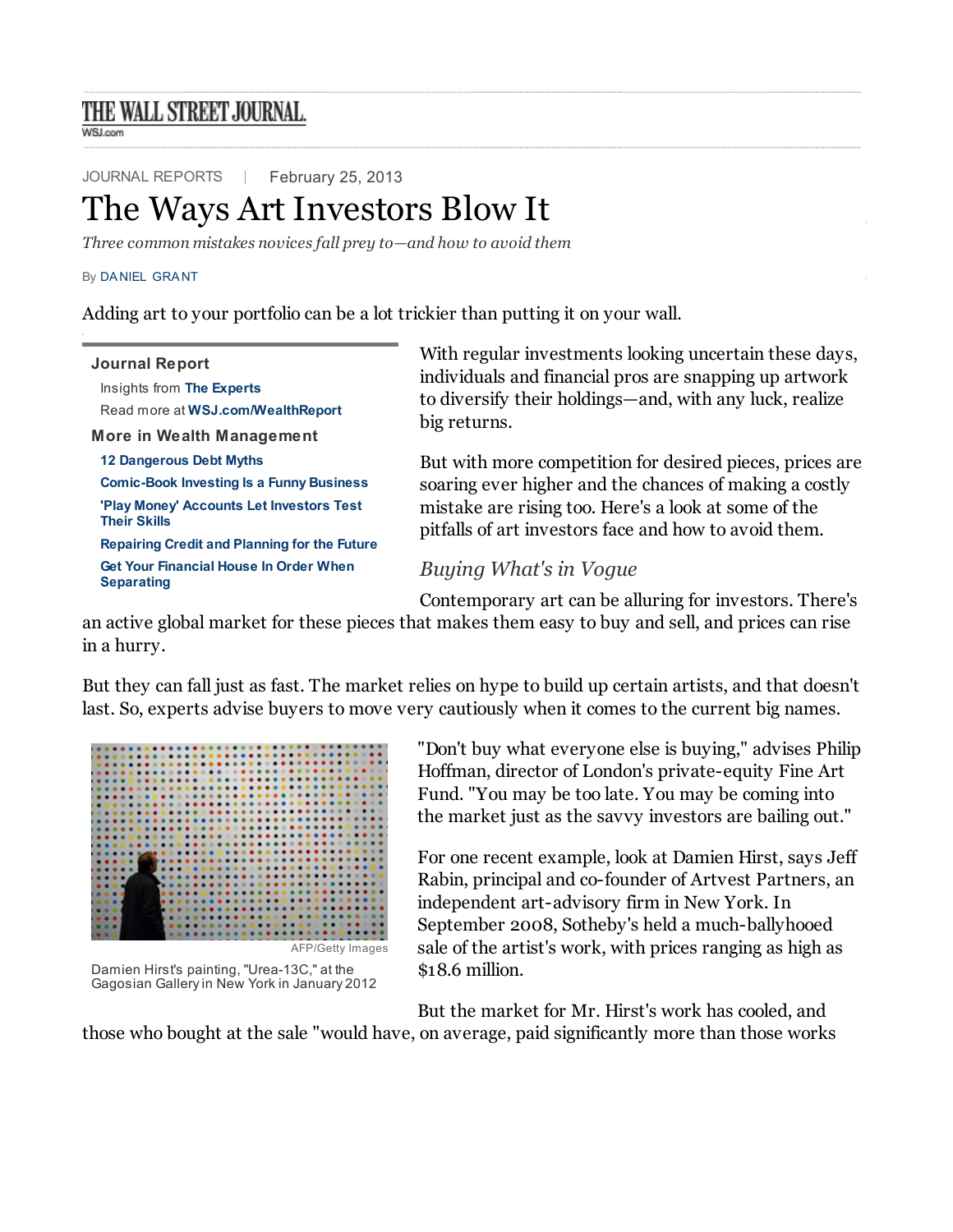THE WALL STREET JOURNAL.
WSJ.com

JOURNAL REPORTS | February 25, 2013

# The Ways Art Investors Blow It

*Three common mistakes novices fall prey to—and how to avoid them*

By DANIEL GRANT

Adding art to your portfolio can be a lot trickier than putting it on your wall.

**Journal Report**

Insights from **The Experts**

Read more at **WSJ.com/WealthReport**

**More in Wealth Management**

- **12 Dangerous Debt Myths**
- **Comic-Book Investing Is a Funny Business**
- **'Play Money' Accounts Let Investors Test Their Skills**
- **Repairing Credit and Planning for the Future**
- **Get Your Financial House In Order When Separating**

With regular investments looking uncertain these days, individuals and financial pros are snapping up artwork to diversify their holdings—and, with any luck, realize big returns.

But with more competition for desired pieces, prices are soaring ever higher and the chances of making a costly mistake are rising too. Here's a look at some of the pitfalls of art investors face and how to avoid them.

## *Buying What's in Vogue*

Contemporary art can be alluring for investors. There's an active global market for these pieces that makes them easy to buy and sell, and prices can rise in a hurry.

But they can fall just as fast. The market relies on hype to build up certain artists, and that doesn't last. So, experts advise buyers to move very cautiously when it comes to the current big names.

AFP/Getty Images

Damien Hirst's painting, "Urea-13C," at the Gagosian Gallery in New York in January 2012

"Don't buy what everyone else is buying," advises Philip Hoffman, director of London's private-equity Fine Art Fund. "You may be too late. You may be coming into the market just as the savvy investors are bailing out."

For one recent example, look at Damien Hirst, says Jeff Rabin, principal and co-founder of Artvest Partners, an independent art-advisory firm in New York. In September 2008, Sotheby's held a much-ballyhooed sale of the artist's work, with prices ranging as high as $18.6 million.

But the market for Mr. Hirst's work has cooled, and those who bought at the sale "would have, on average, paid significantly more than those works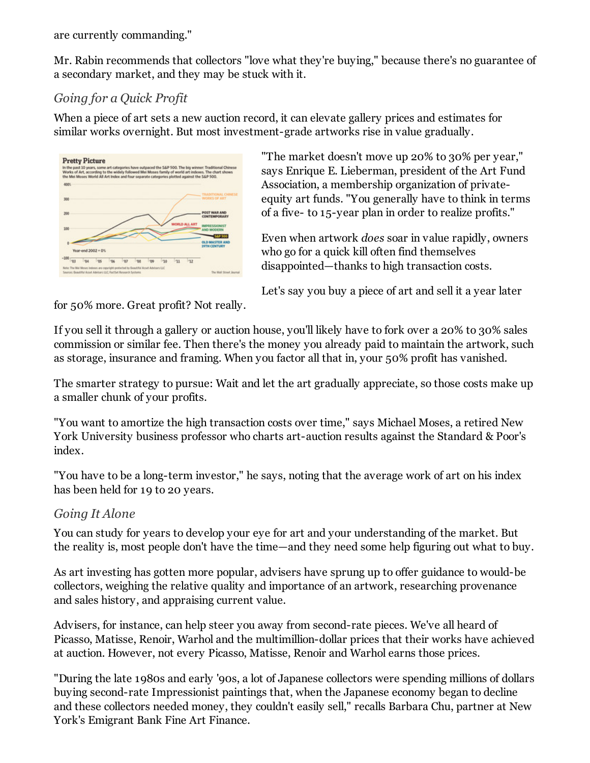are currently commanding."

Mr. Rabin recommends that collectors "love what they're buying," because there's no guarantee of a secondary market, and they may be stuck with it.

### *Going for a Quick Profit*

When a piece of art sets a new auction record, it can elevate gallery prices and estimates for similar works overnight. But most investment-grade artworks rise in value gradually.

"The market doesn't move up 20% to 30% per year," says Enrique E. Lieberman, president of the Art Fund Association, a membership organization of private-equity art funds. "You generally have to think in terms of a five- to 15-year plan in order to realize profits."

Even when artwork *does* soar in value rapidly, owners who go for a quick kill often find themselves disappointed—thanks to high transaction costs.

Let's say you buy a piece of art and sell it a year later for 50% more. Great profit? Not really.

If you sell it through a gallery or auction house, you'll likely have to fork over a 20% to 30% sales commission or similar fee. Then there's the money you already paid to maintain the artwork, such as storage, insurance and framing. When you factor all that in, your 50% profit has vanished.

The smarter strategy to pursue: Wait and let the art gradually appreciate, so those costs make up a smaller chunk of your profits.

"You want to amortize the high transaction costs over time," says Michael Moses, a retired New York University business professor who charts art-auction results against the Standard & Poor's index.

"You have to be a long-term investor," he says, noting that the average work of art on his index has been held for 19 to 20 years.

### *Going It Alone*

You can study for years to develop your eye for art and your understanding of the market. But the reality is, most people don't have the time—and they need some help figuring out what to buy.

As art investing has gotten more popular, advisers have sprung up to offer guidance to would-be collectors, weighing the relative quality and importance of an artwork, researching provenance and sales history, and appraising current value.

Advisers, for instance, can help steer you away from second-rate pieces. We've all heard of Picasso, Matisse, Renoir, Warhol and the multimillion-dollar prices that their works have achieved at auction. However, not every Picasso, Matisse, Renoir and Warhol earns those prices.

"During the late 1980s and early '90s, a lot of Japanese collectors were spending millions of dollars buying second-rate Impressionist paintings that, when the Japanese economy began to decline and these collectors needed money, they couldn't easily sell," recalls Barbara Chu, partner at New York's Emigrant Bank Fine Art Finance.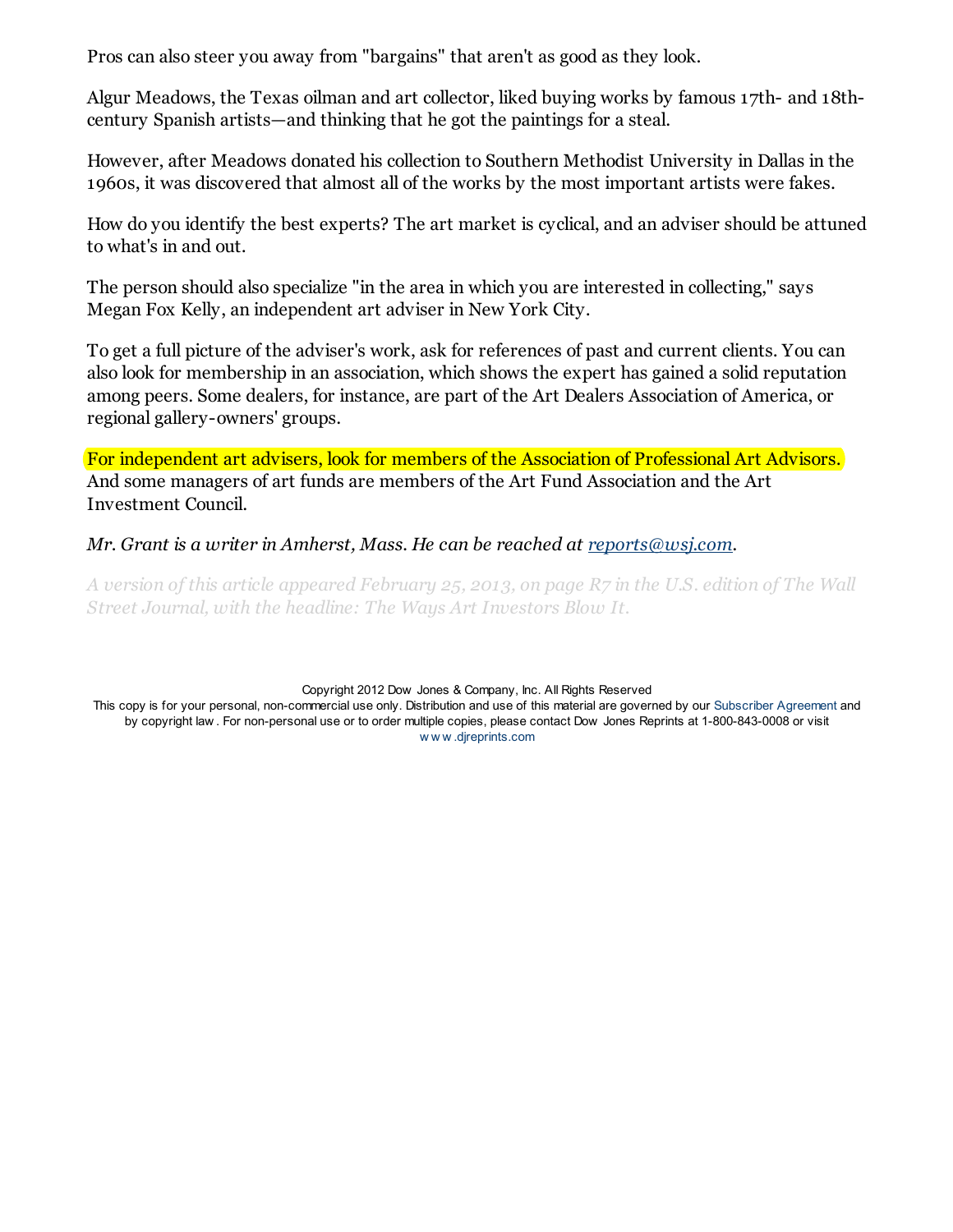Pros can also steer you away from "bargains" that aren't as good as they look.

Algur Meadows, the Texas oilman and art collector, liked buying works by famous 17th- and 18th-century Spanish artists—and thinking that he got the paintings for a steal.

However, after Meadows donated his collection to Southern Methodist University in Dallas in the 1960s, it was discovered that almost all of the works by the most important artists were fakes.

How do you identify the best experts? The art market is cyclical, and an adviser should be attuned to what's in and out.

The person should also specialize "in the area in which you are interested in collecting," says Megan Fox Kelly, an independent art adviser in New York City.

To get a full picture of the adviser's work, ask for references of past and current clients. You can also look for membership in an association, which shows the expert has gained a solid reputation among peers. Some dealers, for instance, are part of the Art Dealers Association of America, or regional gallery-owners' groups.

For independent art advisers, look for members of the Association of Professional Art Advisors. And some managers of art funds are members of the Art Fund Association and the Art Investment Council.

*Mr. Grant is a writer in Amherst, Mass. He can be reached at [reports@wsj.com](mailto:reports@wsj.com).*

*A version of this article appeared February 25, 2013, on page R7 in the U.S. edition of The Wall Street Journal, with the headline: The Ways Art Investors Blow It.*

Copyright 2012 Dow Jones & Company, Inc. All Rights Reserved
This copy is for your personal, non-commercial use only. Distribution and use of this material are governed by our Subscriber Agreement and by copyright law. For non-personal use or to order multiple copies, please contact Dow Jones Reprints at 1-800-843-0008 or visit www.djreprints.com